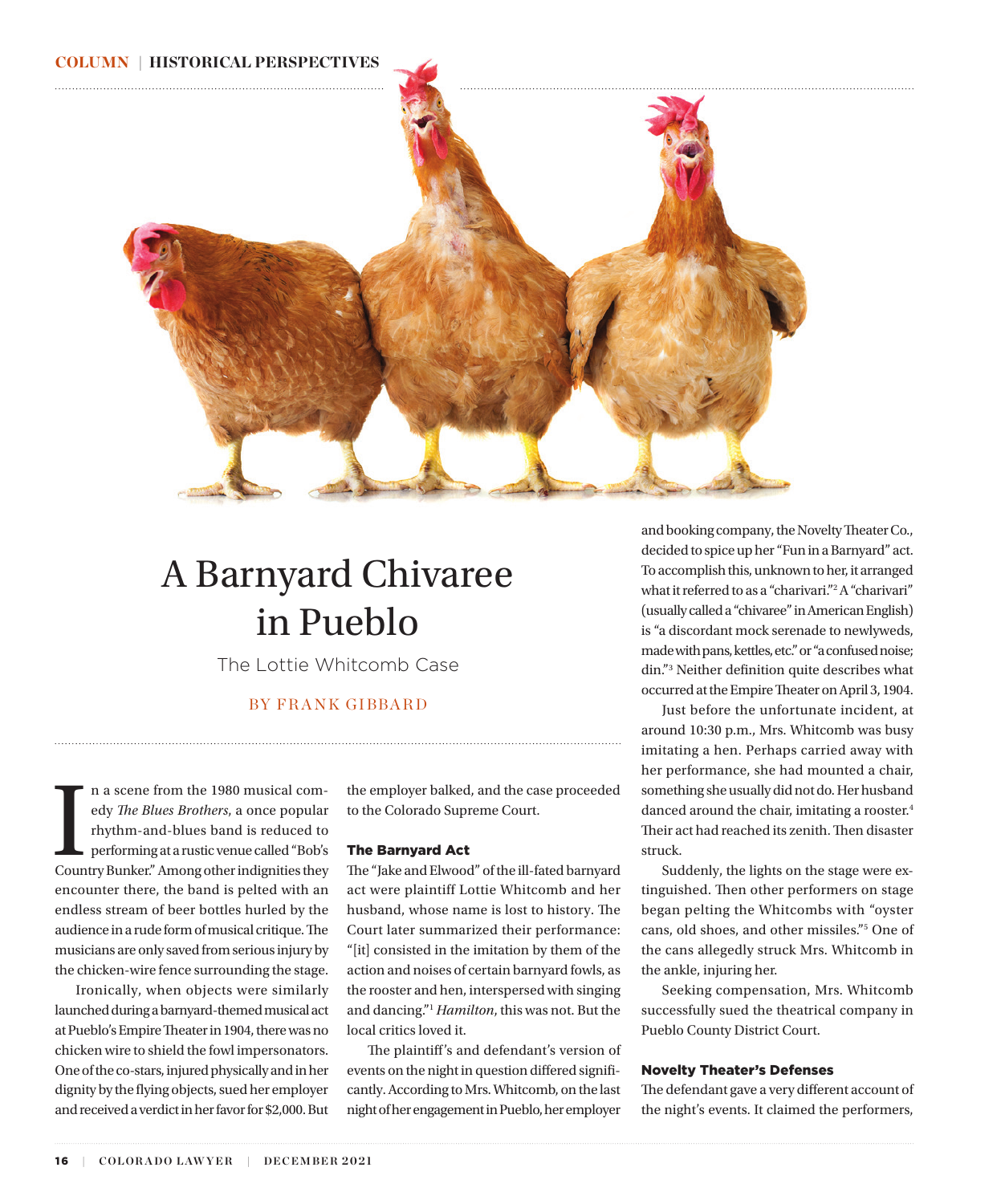# A Barnyard Chivaree in Pueblo

## The Lottie Whitcomb Case

BY FRANK GIBBARD

In a scene from the 1980 musical comedy *The Blues Brothers*, a once popular rhythm-and-blues band is reduced to performing at a rustic venue called "Bob's Country Bunker." Among other indignities they encounter there, the band is pelted with an endless stream of beer bottles hurled by the audience in a rude form of musical critique. The musicians are only saved from serious injury by the chicken-wire fence surrounding the stage.

Ironically, when objects were similarly launched during a barnyard-themed musical act at Pueblo's Empire Theater in 1904, there was no chicken wire to shield the fowl impersonators. One of the co-stars, injured physically and in her dignity by the flying objects, sued her employer and received a verdict in her favor for $2,000. But the employer balked, and the case proceeded to the Colorado Supreme Court.

### The Barnyard Act

The "Jake and Elwood" of the ill-fated barnyard act were plaintiff Lottie Whitcomb and her husband, whose name is lost to history. The Court later summarized their performance: "[it] consisted in the imitation by them of the action and noises of certain barnyard fowls, as the rooster and hen, interspersed with singing and dancing."[1] *Hamilton*, this was not. But the local critics loved it.

The plaintiff's and defendant's version of events on the night in question differed significantly. According to Mrs. Whitcomb, on the last night of her engagement in Pueblo, her employer and booking company, the Novelty Theater Co., decided to spice up her "Fun in a Barnyard" act. To accomplish this, unknown to her, it arranged what it referred to as a "charivari."[2] A "charivari" (usually called a "chivaree" in American English) is "a discordant mock serenade to newlyweds, made with pans, kettles, etc." or "a confused noise; din."[3] Neither definition quite describes what occurred at the Empire Theater on April 3, 1904.

Just before the unfortunate incident, at around 10:30 p.m., Mrs. Whitcomb was busy imitating a hen. Perhaps carried away with her performance, she had mounted a chair, something she usually did not do. Her husband danced around the chair, imitating a rooster.[4] Their act had reached its zenith. Then disaster struck.

Suddenly, the lights on the stage were extinguished. Then other performers on stage began pelting the Whitcombs with "oyster cans, old shoes, and other missiles."[5] One of the cans allegedly struck Mrs. Whitcomb in the ankle, injuring her.

Seeking compensation, Mrs. Whitcomb successfully sued the theatrical company in Pueblo County District Court.

### Novelty Theater's Defenses

The defendant gave a very different account of the night's events. It claimed the performers,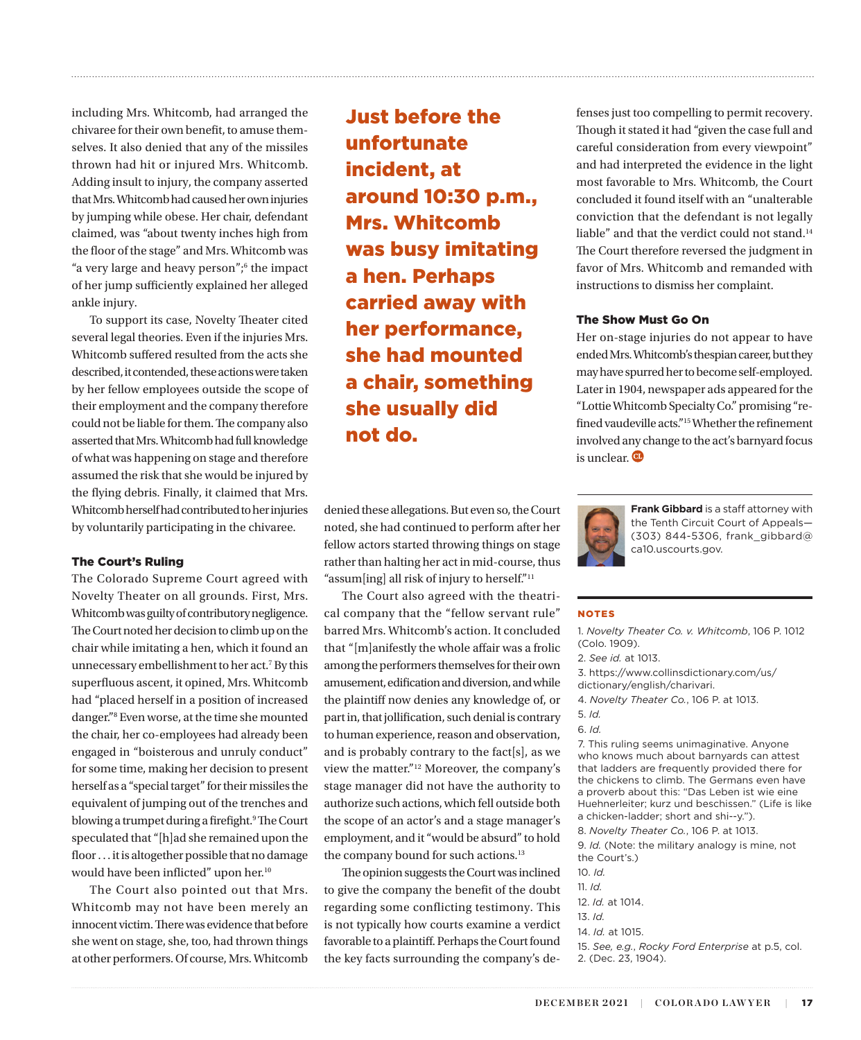including Mrs. Whitcomb, had arranged the chivaree for their own benefit, to amuse themselves. It also denied that any of the missiles thrown had hit or injured Mrs. Whitcomb. Adding insult to injury, the company asserted that Mrs. Whitcomb had caused her own injuries by jumping while obese. Her chair, defendant claimed, was "about twenty inches high from the floor of the stage" and Mrs. Whitcomb was "a very large and heavy person";[6] the impact of her jump sufficiently explained her alleged ankle injury.

To support its case, Novelty Theater cited several legal theories. Even if the injuries Mrs. Whitcomb suffered resulted from the acts she described, it contended, these actions were taken by her fellow employees outside the scope of their employment and the company therefore could not be liable for them. The company also asserted that Mrs. Whitcomb had full knowledge of what was happening on stage and therefore assumed the risk that she would be injured by the flying debris. Finally, it claimed that Mrs. Whitcomb herself had contributed to her injuries by voluntarily participating in the chivaree.

**Just before the unfortunate incident, at around 10:30 p.m., Mrs. Whitcomb was busy imitating a hen. Perhaps carried away with her performance, she had mounted a chair, something she usually did not do.**

### The Court's Ruling

The Colorado Supreme Court agreed with Novelty Theater on all grounds. First, Mrs. Whitcomb was guilty of contributory negligence. The Court noted her decision to climb up on the chair while imitating a hen, which it found an unnecessary embellishment to her act.[7] By this superfluous ascent, it opined, Mrs. Whitcomb had "placed herself in a position of increased danger."[8] Even worse, at the time she mounted the chair, her co-employees had already been engaged in "boisterous and unruly conduct" for some time, making her decision to present herself as a "special target" for their missiles the equivalent of jumping out of the trenches and blowing a trumpet during a firefight.[9] The Court speculated that "[h]ad she remained upon the floor . . . it is altogether possible that no damage would have been inflicted" upon her.[10]

The Court also pointed out that Mrs. Whitcomb may not have been merely an innocent victim. There was evidence that before she went on stage, she, too, had thrown things at other performers. Of course, Mrs. Whitcomb denied these allegations. But even so, the Court noted, she had continued to perform after her fellow actors started throwing things on stage rather than halting her act in mid-course, thus "assum[ing] all risk of injury to herself."[11]

The Court also agreed with the theatrical company that the "fellow servant rule" barred Mrs. Whitcomb's action. It concluded that "[m]anifestly the whole affair was a frolic among the performers themselves for their own amusement, edification and diversion, and while the plaintiff now denies any knowledge of, or part in, that jollification, such denial is contrary to human experience, reason and observation, and is probably contrary to the fact[s], as we view the matter."[12] Moreover, the company's stage manager did not have the authority to authorize such actions, which fell outside both the scope of an actor's and a stage manager's employment, and it "would be absurd" to hold the company bound for such actions.[13]

The opinion suggests the Court was inclined to give the company the benefit of the doubt regarding some conflicting testimony. This is not typically how courts examine a verdict favorable to a plaintiff. Perhaps the Court found the key facts surrounding the company's defenses just too compelling to permit recovery. Though it stated it had "given the case full and careful consideration from every viewpoint" and had interpreted the evidence in the light most favorable to Mrs. Whitcomb, the Court concluded it found itself with an "unalterable conviction that the defendant is not legally liable" and that the verdict could not stand.[14] The Court therefore reversed the judgment in favor of Mrs. Whitcomb and remanded with instructions to dismiss her complaint.

### The Show Must Go On

Her on-stage injuries do not appear to have ended Mrs. Whitcomb's thespian career, but they may have spurred her to become self-employed. Later in 1904, newspaper ads appeared for the "Lottie Whitcomb Specialty Co." promising "refined vaudeville acts."[15] Whether the refinement involved any change to the act's barnyard focus is unclear.

**Frank Gibbard** is a staff attorney with the Tenth Circuit Court of Appeals—(303) 844-5306, frank_gibbard@ca10.uscourts.gov.

### NOTES

1. *Novelty Theater Co. v. Whitcomb*, 106 P. 1012 (Colo. 1909).
2. *See id.* at 1013.
3. https://www.collinsdictionary.com/us/dictionary/english/charivari.
4. *Novelty Theater Co.*, 106 P. at 1013.
5. *Id.*
6. *Id.*
7. This ruling seems unimaginative. Anyone who knows much about barnyards can attest that ladders are frequently provided there for the chickens to climb. The Germans even have a proverb about this: "Das Leben ist wie eine Huehnerleiter; kurz und beschissen." (Life is like a chicken-ladder; short and shi--y.").
8. *Novelty Theater Co.*, 106 P. at 1013.
9. *Id.* (Note: the military analogy is mine, not the Court's.)
10. *Id.*
11. *Id.*
12. *Id.* at 1014.
13. *Id.*
14. *Id.* at 1015.
15. *See, e.g.*, *Rocky Ford Enterprise* at p.5, col. 2. (Dec. 23, 1904).